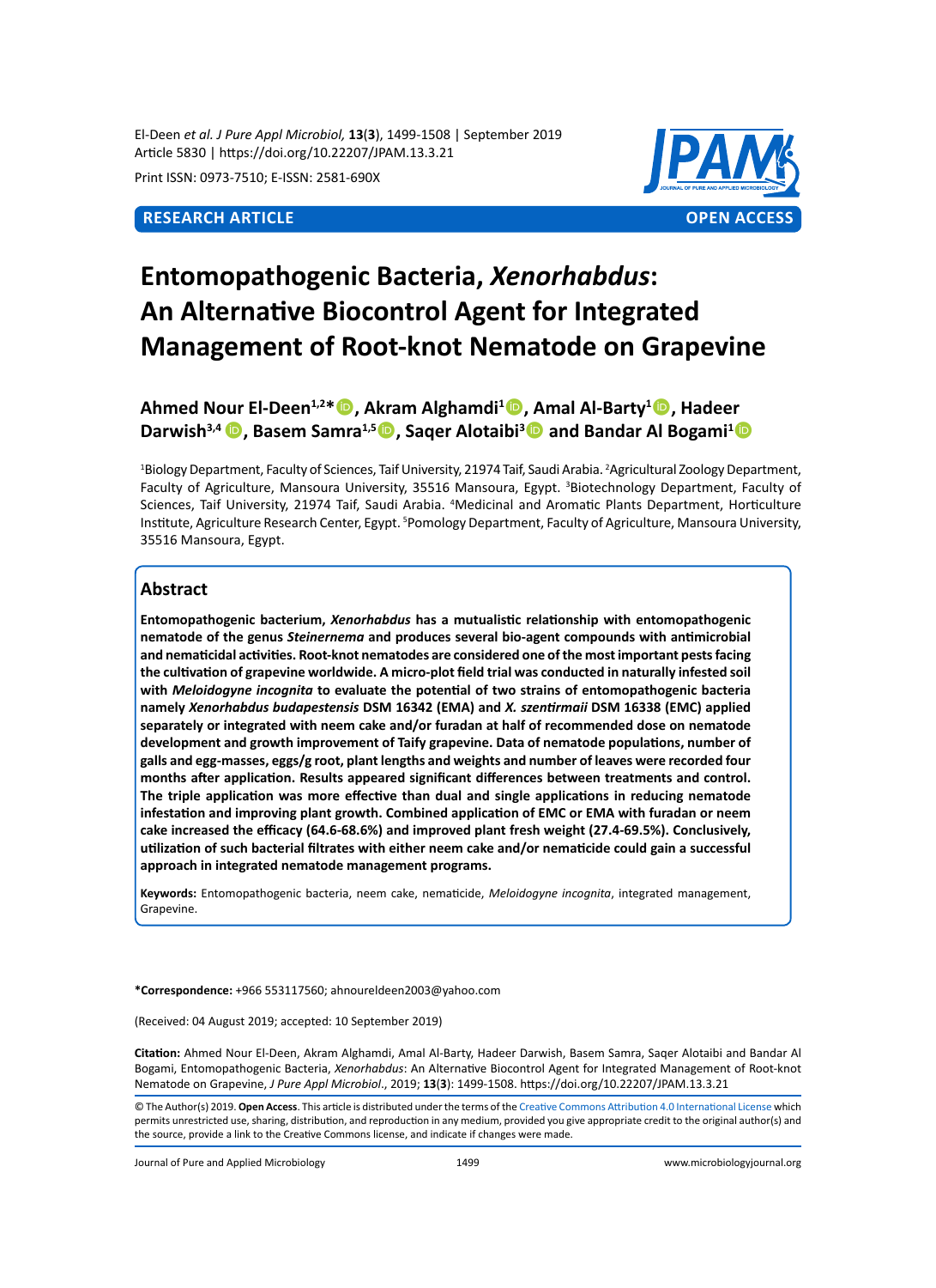El-Deen *et al. J Pure Appl Microbiol,* **13**(**3**), 1499-1508 | September 2019
Article 5830 | https://doi.org/10.22207/JPAM.13.3.21

Print ISSN: 0973-7510; E-ISSN: 2581-690X

**RESEARCH ARTICLE** **OPEN ACCESS**

# Entomopathogenic Bacteria, *Xenorhabdus*: An Alternative Biocontrol Agent for Integrated Management of Root-knot Nematode on Grapevine

**Ahmed Nour El-Deen[1,2*], Akram Alghamdi[1], Amal Al-Barty[1], Hadeer Darwish[3,4], Basem Samra[1,5], Saqer Alotaibi[3] and Bandar Al Bogami[1]**

[1]Biology Department, Faculty of Sciences, Taif University, 21974 Taif, Saudi Arabia. [2]Agricultural Zoology Department, Faculty of Agriculture, Mansoura University, 35516 Mansoura, Egypt. [3]Biotechnology Department, Faculty of Sciences, Taif University, 21974 Taif, Saudi Arabia. [4]Medicinal and Aromatic Plants Department, Horticulture Institute, Agriculture Research Center, Egypt. [5]Pomology Department, Faculty of Agriculture, Mansoura University, 35516 Mansoura, Egypt.

## Abstract

**Entomopathogenic bacterium, *Xenorhabdus* has a mutualistic relationship with entomopathogenic nematode of the genus *Steinernema* and produces several bio-agent compounds with antimicrobial and nematicidal activities. Root-knot nematodes are considered one of the most important pests facing the cultivation of grapevine worldwide. A micro-plot field trial was conducted in naturally infested soil with *Meloidogyne incognita* to evaluate the potential of two strains of entomopathogenic bacteria namely *Xenorhabdus budapestensis* DSM 16342 (EMA) and *X. szentirmaii* DSM 16338 (EMC) applied separately or integrated with neem cake and/or furadan at half of recommended dose on nematode development and growth improvement of Taify grapevine. Data of nematode populations, number of galls and egg-masses, eggs/g root, plant lengths and weights and number of leaves were recorded four months after application. Results appeared significant differences between treatments and control. The triple application was more effective than dual and single applications in reducing nematode infestation and improving plant growth. Combined application of EMC or EMA with furadan or neem cake increased the efficacy (64.6-68.6%) and improved plant fresh weight (27.4-69.5%). Conclusively, utilization of such bacterial filtrates with either neem cake and/or nematicide could gain a successful approach in integrated nematode management programs.**

**Keywords:** Entomopathogenic bacteria, neem cake, nematicide, *Meloidogyne incognita*, integrated management, Grapevine.

**\*Correspondence:** +966 553117560; ahnoureldeen2003@yahoo.com

(Received: 04 August 2019; accepted: 10 September 2019)

**Citation:** Ahmed Nour El-Deen, Akram Alghamdi, Amal Al-Barty, Hadeer Darwish, Basem Samra, Saqer Alotaibi and Bandar Al Bogami, Entomopathogenic Bacteria, *Xenorhabdus*: An Alternative Biocontrol Agent for Integrated Management of Root-knot Nematode on Grapevine, *J Pure Appl Microbiol*., 2019; **13**(**3**): 1499-1508. https://doi.org/10.22207/JPAM.13.3.21

© The Author(s) 2019. **Open Access**. This article is distributed under the terms of the Creative Commons Attribution 4.0 International License which permits unrestricted use, sharing, distribution, and reproduction in any medium, provided you give appropriate credit to the original author(s) and the source, provide a link to the Creative Commons license, and indicate if changes were made.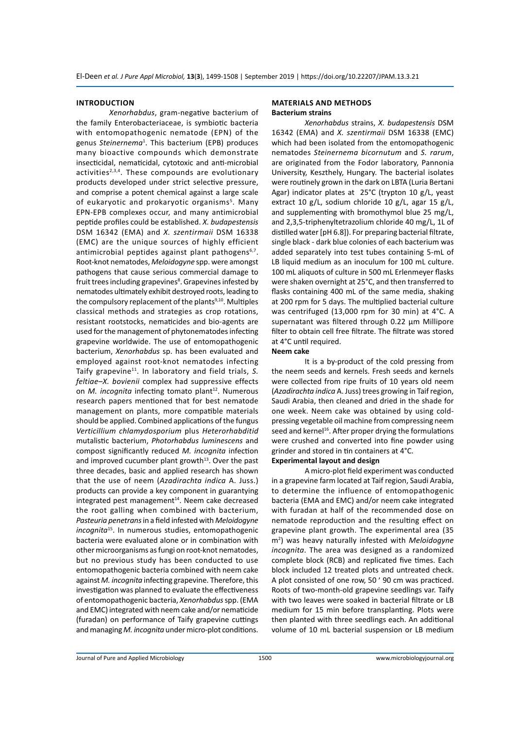## INTRODUCTION

*Xenorhabdus*, gram-negative bacterium of the family Enterobacteriaceae, is symbiotic bacteria with entomopathogenic nematode (EPN) of the genus *Steinernema*[1]. This bacterium (EPB) produces many bioactive compounds which demonstrate insecticidal, nematicidal, cytotoxic and anti-microbial activities[2,3,4]. These compounds are evolutionary products developed under strict selective pressure, and comprise a potent chemical against a large scale of eukaryotic and prokaryotic organisms[5]. Many EPN-EPB complexes occur, and many antimicrobial peptide profiles could be established. *X. budapestensis* DSM 16342 (EMA) and *X. szentirmaii* DSM 16338 (EMC) are the unique sources of highly efficient antimicrobial peptides against plant pathogens[6,7]. Root-knot nematodes, *Meloidogyne* spp. were amongst pathogens that cause serious commercial damage to fruit trees including grapevines[8]. Grapevines infested by nematodes ultimately exhibit destroyed roots, leading to the compulsory replacement of the plants[9,10]. Multiples classical methods and strategies as crop rotations, resistant rootstocks, nematicides and bio-agents are used for the management of phytonematodes infecting grapevine worldwide. The use of entomopathogenic bacterium, *Xenorhabdus* sp. has been evaluated and employed against root-knot nematodes infecting Taify grapevine[11]. In laboratory and field trials, *S. feltiae*–*X. bovienii* complex had suppressive effects on *M. incognita* infecting tomato plant[12]. Numerous research papers mentioned that for best nematode management on plants, more compatible materials should be applied. Combined applications of the fungus *Verticillium chlamydosporium* plus *Heterorhabditid* mutalistic bacterium, *Photorhabdus luminescens* and compost significantly reduced *M. incognita* infection and improved cucumber plant growth[13]. Over the past three decades, basic and applied research has shown that the use of neem (*Azadirachta indica* A. Juss.) products can provide a key component in guarantying integrated pest management[14]. Neem cake decreased the root galling when combined with bacterium, *Pasteuria penetrans* in a field infested with *Meloidogyne incognita*[15]. In numerous studies, entomopathogenic bacteria were evaluated alone or in combination with other microorganisms as fungi on root-knot nematodes, but no previous study has been conducted to use entomopathogenic bacteria combined with neem cake against *M. incognita* infecting grapevine. Therefore, this investigation was planned to evaluate the effectiveness of entomopathogenic bacteria, *Xenorhabdus* spp. (EMA and EMC) integrated with neem cake and/or nematicide (furadan) on performance of Taify grapevine cuttings and managing *M. incognita* under micro-plot conditions.

## MATERIALS AND METHODS

### Bacterium strains

*Xenorhabdus* strains, *X. budapestensis* DSM 16342 (EMA) and *X. szentirmaii* DSM 16338 (EMC) which had been isolated from the entomopathogenic nematodes *Steinernema bicornutum* and *S. rarum*, are originated from the Fodor laboratory, Pannonia University, Keszthely, Hungary. The bacterial isolates were routinely grown in the dark on LBTA (Luria Bertani Agar) indicator plates at 25°C (trypton 10 g/L, yeast extract 10 g/L, sodium chloride 10 g/L, agar 15 g/L, and supplementing with bromothymol blue 25 mg/L, and 2,3,5-triphenyltetrazolium chloride 40 mg/L, 1L of distilled water [pH 6.8]). For preparing bacterial filtrate, single black - dark blue colonies of each bacterium was added separately into test tubes containing 5-mL of LB liquid medium as an inoculum for 100 mL culture. 100 mL aliquots of culture in 500 mL Erlenmeyer flasks were shaken overnight at 25°C, and then transferred to flasks containing 400 mL of the same media, shaking at 200 rpm for 5 days. The multiplied bacterial culture was centrifuged (13,000 rpm for 30 min) at 4°C. A supernatant was filtered through 0.22 µm Millipore filter to obtain cell free filtrate. The filtrate was stored at 4°C until required.

### Neem cake

It is a by-product of the cold pressing from the neem seeds and kernels. Fresh seeds and kernels were collected from ripe fruits of 10 years old neem (*Azadirachta indica* A. Juss) trees growing in Taif region, Saudi Arabia, then cleaned and dried in the shade for one week. Neem cake was obtained by using cold-pressing vegetable oil machine from compressing neem seed and kernel[16]. After proper drying the formulations were crushed and converted into fine powder using grinder and stored in tin containers at 4°C.

### Experimental layout and design

A micro-plot field experiment was conducted in a grapevine farm located at Taif region, Saudi Arabia, to determine the influence of entomopathogenic bacteria (EMA and EMC) and/or neem cake integrated with furadan at half of the recommended dose on nematode reproduction and the resulting effect on grapevine plant growth. The experimental area (35 m$^2$) was heavy naturally infested with *Meloidogyne incognita*. The area was designed as a randomized complete block (RCB) and replicated five times. Each block included 12 treated plots and untreated check. A plot consisted of one row, 50 ’ 90 cm was practiced. Roots of two-month-old grapevine seedlings var. Taify with two leaves were soaked in bacterial filtrate or LB medium for 15 min before transplanting. Plots were then planted with three seedlings each. An additional volume of 10 mL bacterial suspension or LB medium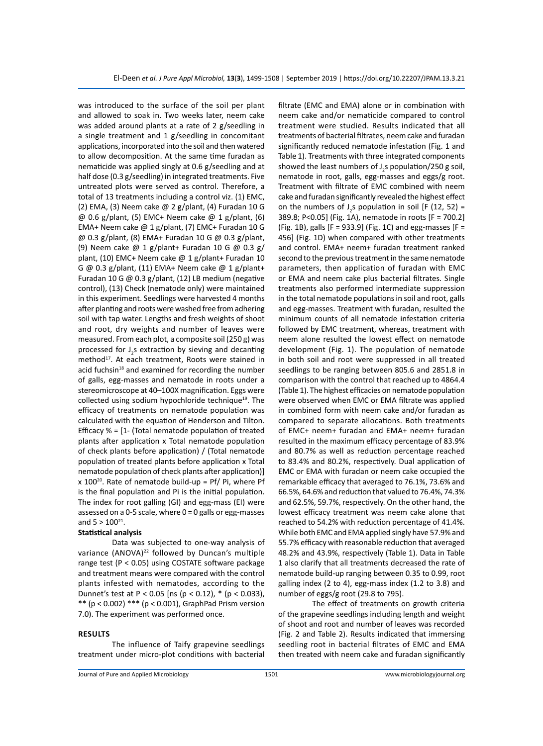was introduced to the surface of the soil per plant and allowed to soak in. Two weeks later, neem cake was added around plants at a rate of 2 g/seedling in a single treatment and 1 g/seedling in concomitant applications, incorporated into the soil and then watered to allow decomposition. At the same time furadan as nematicide was applied singly at 0.6 g/seedling and at half dose (0.3 g/seedling) in integrated treatments. Five untreated plots were served as control. Therefore, a total of 13 treatments including a control viz. (1) EMC, (2) EMA, (3) Neem cake @ 2 g/plant, (4) Furadan 10 G @ 0.6 g/plant, (5) EMC+ Neem cake @ 1 g/plant, (6) EMA+ Neem cake @ 1 g/plant, (7) EMC+ Furadan 10 G @ 0.3 g/plant, (8) EMA+ Furadan 10 G @ 0.3 g/plant, (9) Neem cake @ 1 g/plant+ Furadan 10 G @ 0.3 g/plant, (10) EMC+ Neem cake @ 1 g/plant+ Furadan 10 G @ 0.3 g/plant, (11) EMA+ Neem cake @ 1 g/plant+ Furadan 10 G @ 0.3 g/plant, (12) LB medium (negative control), (13) Check (nematode only) were maintained in this experiment. Seedlings were harvested 4 months after planting and roots were washed free from adhering soil with tap water. Lengths and fresh weights of shoot and root, dry weights and number of leaves were measured. From each plot, a composite soil (250 g) was processed for $J_2$s extraction by sieving and decanting method[17]. At each treatment, Roots were stained in acid fuchsin[18] and examined for recording the number of galls, egg-masses and nematode in roots under a stereomicroscope at 40–100X magnification. Eggs were collected using sodium hypochloride technique[19]. The efficacy of treatments on nematode population was calculated with the equation of Henderson and Tilton. Efficacy % = [1- (Total nematode population of treated plants after application x Total nematode population of check plants before application) / (Total nematode population of treated plants before application x Total nematode population of check plants after application)] x 100[20]. Rate of nematode build-up = Pf/ Pi, where Pf is the final population and Pi is the initial population. The index for root galling (GI) and egg-mass (EI) were assessed on a 0-5 scale, where 0 = 0 galls or egg-masses and 5 > 100[21].

**Statistical analysis**

Data was subjected to one-way analysis of variance (ANOVA)[22] followed by Duncan's multiple range test ($P < 0.05$) using COSTATE software package and treatment means were compared with the control plants infested with nematodes, according to the Dunnet's test at $P < 0.05$ [ns ($p < 0.12$), * ($p < 0.033$), ** ($p < 0.002$) *** ($p < 0.001$), GraphPad Prism version 7.0). The experiment was performed once.

## RESULTS

The influence of Taify grapevine seedlings treatment under micro-plot conditions with bacterial filtrate (EMC and EMA) alone or in combination with neem cake and/or nematicide compared to control treatment were studied. Results indicated that all treatments of bacterial filtrates, neem cake and furadan significantly reduced nematode infestation (Fig. 1 and Table 1). Treatments with three integrated components showed the least numbers of $J_2$s population/250 g soil, nematode in root, galls, egg-masses and eggs/g root. Treatment with filtrate of EMC combined with neem cake and furadan significantly revealed the highest effect on the numbers of $J_2$s population in soil [$F (12, 52) = 389.8$; $P<0.05$] (Fig. 1A), nematode in roots [$F = 700.2$] (Fig. 1B), galls [$F = 933.9$] (Fig. 1C) and egg-masses [$F = 456$] (Fig. 1D) when compared with other treatments and control. EMA+ neem+ furadan treatment ranked second to the previous treatment in the same nematode parameters, then application of furadan with EMC or EMA and neem cake plus bacterial filtrates. Single treatments also performed intermediate suppression in the total nematode populations in soil and root, galls and egg-masses. Treatment with furadan, resulted the minimum counts of all nematode infestation criteria followed by EMC treatment, whereas, treatment with neem alone resulted the lowest effect on nematode development (Fig. 1). The population of nematode in both soil and root were suppressed in all treated seedlings to be ranging between 805.6 and 2851.8 in comparison with the control that reached up to 4864.4 (Table 1). The highest efficacies on nematode population were observed when EMC or EMA filtrate was applied in combined form with neem cake and/or furadan as compared to separate allocations. Both treatments of EMC+ neem+ furadan and EMA+ neem+ furadan resulted in the maximum efficacy percentage of 83.9% and 80.7% as well as reduction percentage reached to 83.4% and 80.2%, respectively. Dual application of EMC or EMA with furadan or neem cake occupied the remarkable efficacy that averaged to 76.1%, 73.6% and 66.5%, 64.6% and reduction that valued to 76.4%, 74.3% and 62.5%, 59.7%, respectively. On the other hand, the lowest efficacy treatment was neem cake alone that reached to 54.2% with reduction percentage of 41.4%. While both EMC and EMA applied singly have 57.9% and 55.7% efficacy with reasonable reduction that averaged 48.2% and 43.9%, respectively (Table 1). Data in Table 1 also clarify that all treatments decreased the rate of nematode build-up ranging between 0.35 to 0.99, root galling index (2 to 4), egg-mass index (1.2 to 3.8) and number of eggs/g root (29.8 to 795).

The effect of treatments on growth criteria of the grapevine seedlings including length and weight of shoot and root and number of leaves was recorded (Fig. 2 and Table 2). Results indicated that immersing seedling root in bacterial filtrates of EMC and EMA then treated with neem cake and furadan significantly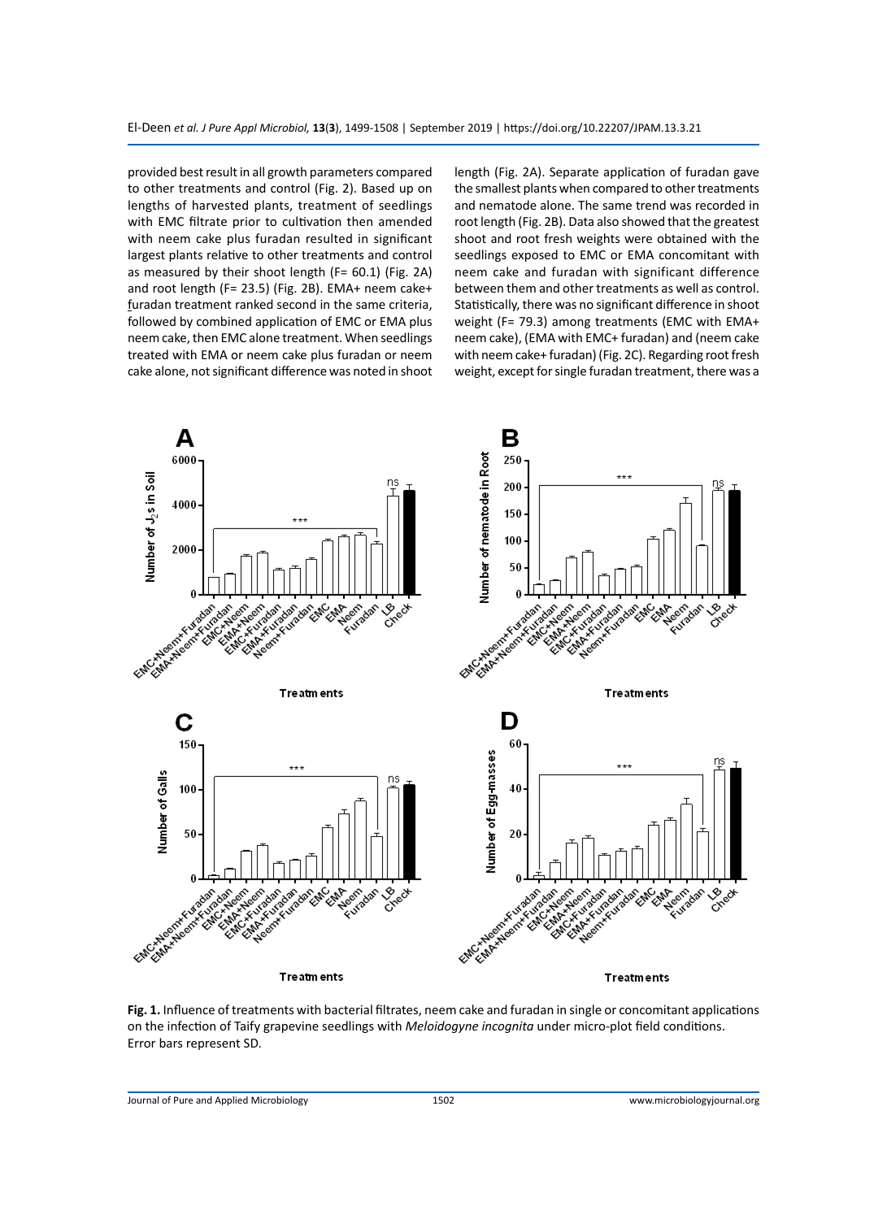provided best result in all growth parameters compared to other treatments and control (Fig. 2). Based up on lengths of harvested plants, treatment of seedlings with EMC filtrate prior to cultivation then amended with neem cake plus furadan resulted in significant largest plants relative to other treatments and control as measured by their shoot length (F= 60.1) (Fig. 2A) and root length (F= 23.5) (Fig. 2B). EMA+ neem cake+ furadan treatment ranked second in the same criteria, followed by combined application of EMC or EMA plus neem cake, then EMC alone treatment. When seedlings treated with EMA or neem cake plus furadan or neem cake alone, not significant difference was noted in shoot length (Fig. 2A). Separate application of furadan gave the smallest plants when compared to other treatments and nematode alone. The same trend was recorded in root length (Fig. 2B). Data also showed that the greatest shoot and root fresh weights were obtained with the seedlings exposed to EMC or EMA concomitant with neem cake and furadan with significant difference between them and other treatments as well as control. Statistically, there was no significant difference in shoot weight (F= 79.3) among treatments (EMC with EMA+ neem cake), (EMA with EMC+ furadan) and (neem cake with neem cake+ furadan) (Fig. 2C). Regarding root fresh weight, except for single furadan treatment, there was a

**Fig. 1.** Influence of treatments with bacterial filtrates, neem cake and furadan in single or concomitant applications on the infection of Taify grapevine seedlings with *Meloidogyne incognita* under micro-plot field conditions. Error bars represent SD.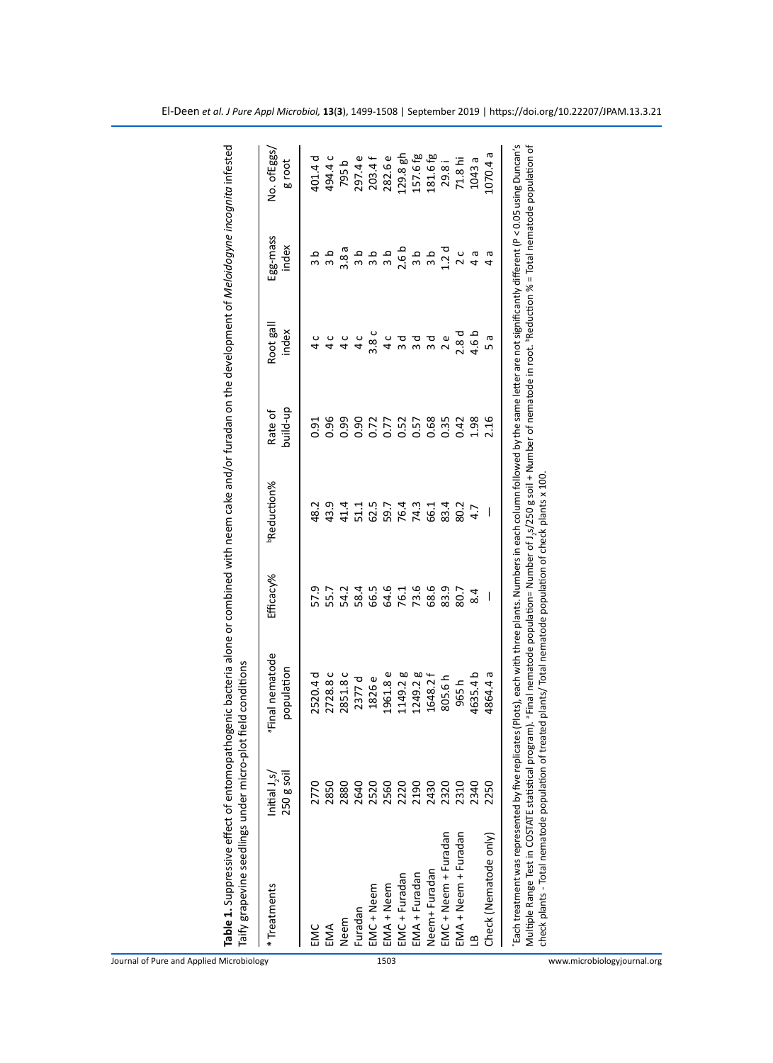**Table 1.** Suppressive effect of entomopathogenic bacteria alone or combined with neem cake and/or furadan on the development of *Meloidogyne incognita* infested Taify grapevine seedlings under micro-plot field conditions

| * Treatments | Initial $J_2$s/ 250 g soil | [a]Final nematode population | Efficacy% | [b]Reduction% | Rate of build-up | Root gall index | Egg-mass index | No. ofEggs/ g root |
|---|---|---|---|---|---|---|---|---|
| EMC | 2770 | 2520.4 d | 57.9 | 48.2 | 0.91 | 4 c | 3 b | 401.4 d |
| EMA | 2850 | 2728.8 c | 55.7 | 43.9 | 0.96 | 4 c | 3 b | 494.4 c |
| Neem | 2880 | 2851.8 c | 54.2 | 41.4 | 0.99 | 4 c | 3.8 a | 795 b |
| Furadan | 2640 | 2377 d | 58.4 | 51.1 | 0.90 | 4 c | 3 b | 297.4 e |
| EMC + Neem | 2520 | 1826 e | 66.5 | 62.5 | 0.72 | 3.8 c | 3 b | 203.4 f |
| EMA + Neem | 2560 | 1961.8 e | 64.6 | 59.7 | 0.77 | 4 c | 3 b | 282.6 e |
| EMC + Furadan | 2220 | 1149.2 g | 76.1 | 76.4 | 0.52 | 3 d | 2.6 b | 129.8 gh |
| EMA + Furadan | 2190 | 1249.2 g | 73.6 | 74.3 | 0.57 | 3 d | 3 b | 157.6 fg |
| Neem+ Furadan | 2430 | 1648.2 f | 68.6 | 66.1 | 0.68 | 3 d | 3 b | 181.6 fg |
| EMC + Neem + Furadan | 2320 | 805.6 h | 83.9 | 83.4 | 0.35 | 2 e | 1.2 d | 29.8 i |
| EMA + Neem + Furadan | 2310 | 965 h | 80.7 | 80.2 | 0.42 | 2.8 d | 2 c | 71.8 hi |
| LB | 2340 | 4635.4 b | 8.4 | 4.7 | 1.98 | 4.6 b | 4 a | 1043 a |
| Check (Nematode only) | 2250 | 4864.4 a | — | — | 2.16 | 5 a | 4 a | 1070.4 a |

*Each treatment was represented by five replicates (Plots), each with three plants. Numbers in each column followed by the same letter are not significantly different ($P < 0.05$ using Duncan's Multiple Range Test in COSTATE statistical program). [a]Final nematode population= Number of $J_2$s/250 g soil + Number of nematode in root. [b]Reduction % = Total nematode population of check plants - Total nematode population of treated plants/ Total nematode population of check plants x 100.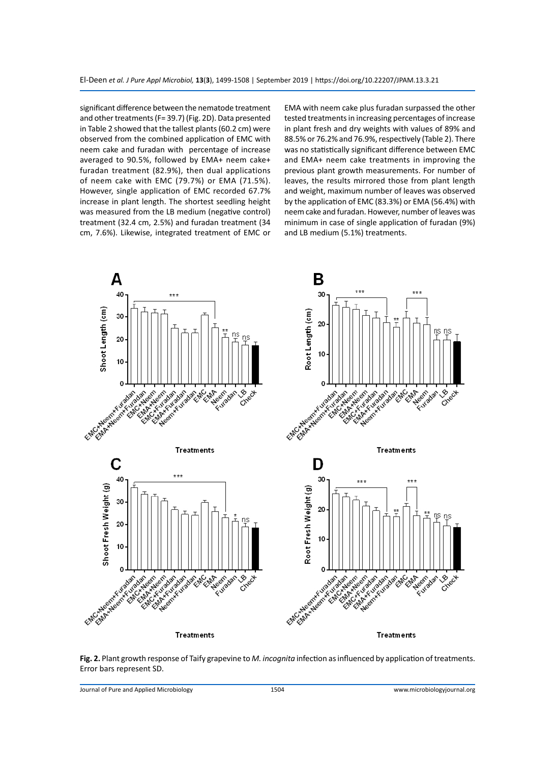significant difference between the nematode treatment and other treatments (F= 39.7) (Fig. 2D). Data presented in Table 2 showed that the tallest plants (60.2 cm) were observed from the combined application of EMC with neem cake and furadan with percentage of increase averaged to 90.5%, followed by EMA+ neem cake+ furadan treatment (82.9%), then dual applications of neem cake with EMC (79.7%) or EMA (71.5%). However, single application of EMC recorded 67.7% increase in plant length. The shortest seedling height was measured from the LB medium (negative control) treatment (32.4 cm, 2.5%) and furadan treatment (34 cm, 7.6%). Likewise, integrated treatment of EMC or EMA with neem cake plus furadan surpassed the other tested treatments in increasing percentages of increase in plant fresh and dry weights with values of 89% and 88.5% or 76.2% and 76.9%, respectively (Table 2). There was no statistically significant difference between EMC and EMA+ neem cake treatments in improving the previous plant growth measurements. For number of leaves, the results mirrored those from plant length and weight, maximum number of leaves was observed by the application of EMC (83.3%) or EMA (56.4%) with neem cake and furadan. However, number of leaves was minimum in case of single application of furadan (9%) and LB medium (5.1%) treatments.

**Fig. 2.** Plant growth response of Taify grapevine to *M. incognita* infection as influenced by application of treatments. Error bars represent SD.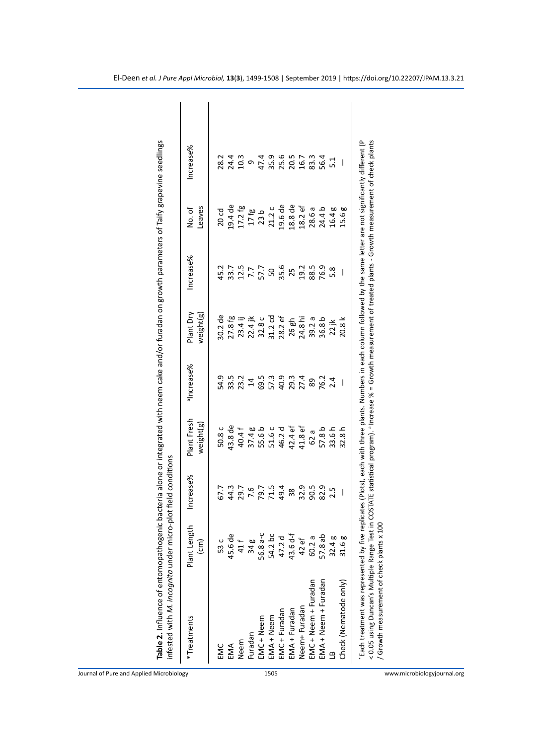**Table 2.** Influence of entomopathogenic bacteria alone or integrated with neem cake and/or furadan on growth parameters of Taify grapevine seedlings infested with *M. incognita* under micro-plot field conditions

| *Treatments | Plant Length (cm) | Increase% | Plant Fresh weight(g) | [a]Increase% | Plant Dry weight(g) | Increase% | No. of Leaves | Increase% |
|---|---|---|---|---|---|---|---|---|
| EMC | 53 c | 67.7 | 50.8 c | 54.9 | 30.2 de | 45.2 | 20 cd | 28.2 |
| EMA | 45.6 de | 44.3 | 43.8 de | 33.5 | 27.8 fg | 33.7 | 19.4 de | 24.4 |
| Neem | 41 f | 29.7 | 40.4 f | 23.2 | 23.4 ij | 12.5 | 17.2 fg | 10.3 |
| Furadan | 34 g | 7.6 | 37.4 g | 14 | 22.4 jk | 7.7 | 17 fg | 9 |
| EMC + Neem | 56.8 a-c | 79.7 | 55.6 b | 69.5 | 32.8 c | 57.7 | 23 b | 47.4 |
| EMA + Neem | 54.2 bc | 71.5 | 51.6 c | 57.3 | 31.2 cd | 50 | 21.2 c | 35.9 |
| EMC + Furadan | 47.2 d | 49.4 | 46.2 d | 40.9 | 28.2 ef | 35.6 | 19.6 de | 25.6 |
| EMA + Furadan | 43.6 d-f | 38 | 42.4 ef | 29.3 | 26 gh | 25 | 18.8 de | 20.5 |
| Neem+ Furadan | 42 ef | 32.9 | 41.8 ef | 27.4 | 24.8 hi | 19.2 | 18.2 ef | 16.7 |
| EMC + Neem + Furadan | 60.2 a | 90.5 | 62 a | 89 | 39.2 a | 88.5 | 28.6 a | 83.3 |
| EMA + Neem + Furadan | 57.8 ab | 82.9 | 57.8 b | 76.2 | 36.8 b | 76.9 | 24.4 b | 56.4 |
| LB | 32.4 g | 2.5 | 33.6 h | 2.4 | 22 jk | 5.8 | 16.4 g | 5.1 |
| Check (Nematode only) | 31.6 g | — | 32.8 h | — | 20.8 k | — | 15.6 g | — |

*Each treatment was represented by five replicates (Plots), each with three plants. Numbers in each column followed by the same letter are not significantly different (P < 0.05 using Duncan's Multiple Range Test in COSTATE statistical program). [a]Increase % = Growth measurement of treated plants - Growth measurement of check plants / Growth measurement of check plants x 100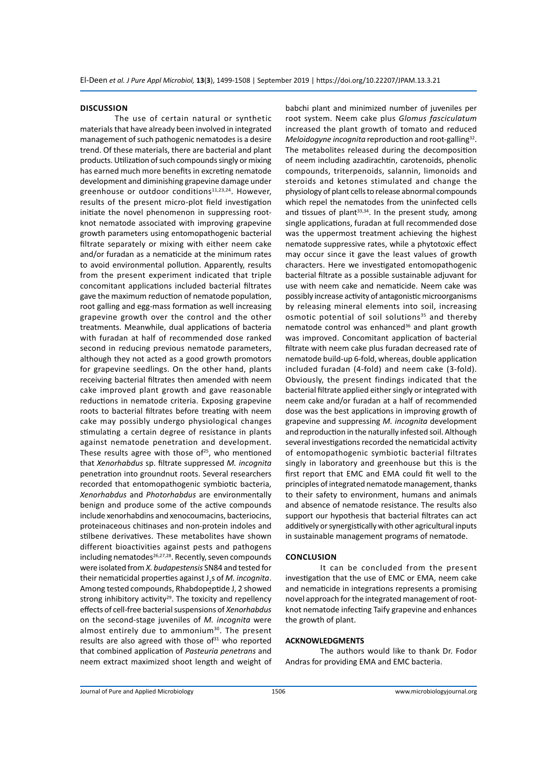## DISCUSSION

The use of certain natural or synthetic materials that have already been involved in integrated management of such pathogenic nematodes is a desire trend. Of these materials, there are bacterial and plant products. Utilization of such compounds singly or mixing has earned much more benefits in excreting nematode development and diminishing grapevine damage under greenhouse or outdoor conditions[11,23,24]. However, results of the present micro-plot field investigation initiate the novel phenomenon in suppressing root-knot nematode associated with improving grapevine growth parameters using entomopathogenic bacterial filtrate separately or mixing with either neem cake and/or furadan as a nematicide at the minimum rates to avoid environmental pollution. Apparently, results from the present experiment indicated that triple concomitant applications included bacterial filtrates gave the maximum reduction of nematode population, root galling and egg-mass formation as well increasing grapevine growth over the control and the other treatments. Meanwhile, dual applications of bacteria with furadan at half of recommended dose ranked second in reducing previous nematode parameters, although they not acted as a good growth promotors for grapevine seedlings. On the other hand, plants receiving bacterial filtrates then amended with neem cake improved plant growth and gave reasonable reductions in nematode criteria. Exposing grapevine roots to bacterial filtrates before treating with neem cake may possibly undergo physiological changes stimulating a certain degree of resistance in plants against nematode penetration and development. These results agree with those of[25], who mentioned that *Xenorhabdus* sp. filtrate suppressed *M. incognita* penetration into groundnut roots. Several researchers recorded that entomopathogenic symbiotic bacteria, *Xenorhabdus* and *Photorhabdus* are environmentally benign and produce some of the active compounds include xenorhabdins and xenocoumacins, bacteriocins, proteinaceous chitinases and non-protein indoles and stilbene derivatives. These metabolites have shown different bioactivities against pests and pathogens including nematodes[26,27,28]. Recently, seven compounds were isolated from *X. budapestensis* SN84 and tested for their nematicidal properties against $J_2$s of *M. incognita*. Among tested compounds, Rhabdopeptide J, 2 showed strong inhibitory activity[29]. The toxicity and repellency effects of cell-free bacterial suspensions of *Xenorhabdus* on the second-stage juveniles of *M. incognita* were almost entirely due to ammonium[30]. The present results are also agreed with those of[31] who reported that combined application of *Pasteuria penetrans* and neem extract maximized shoot length and weight of babchi plant and minimized number of juveniles per root system. Neem cake plus *Glomus fasciculatum* increased the plant growth of tomato and reduced *Meloidogyne incognita* reproduction and root-galling[32]. The metabolites released during the decomposition of neem including azadirachtin, carotenoids, phenolic compounds, triterpenoids, salannin, limonoids and steroids and ketones stimulated and change the physiology of plant cells to release abnormal compounds which repel the nematodes from the uninfected cells and tissues of plant[33,34]. In the present study, among single applications, furadan at full recommended dose was the uppermost treatment achieving the highest nematode suppressive rates, while a phytotoxic effect may occur since it gave the least values of growth characters. Here we investigated entomopathogenic bacterial filtrate as a possible sustainable adjuvant for use with neem cake and nematicide. Neem cake was possibly increase activity of antagonistic microorganisms by releasing mineral elements into soil, increasing osmotic potential of soil solutions[35] and thereby nematode control was enhanced[36] and plant growth was improved. Concomitant application of bacterial filtrate with neem cake plus furadan decreased rate of nematode build-up 6-fold, whereas, double application included furadan (4-fold) and neem cake (3-fold). Obviously, the present findings indicated that the bacterial filtrate applied either singly or integrated with neem cake and/or furadan at a half of recommended dose was the best applications in improving growth of grapevine and suppressing *M. incognita* development and reproduction in the naturally infested soil. Although several investigations recorded the nematicidal activity of entomopathogenic symbiotic bacterial filtrates singly in laboratory and greenhouse but this is the first report that EMC and EMA could fit well to the principles of integrated nematode management, thanks to their safety to environment, humans and animals and absence of nematode resistance. The results also support our hypothesis that bacterial filtrates can act additively or synergistically with other agricultural inputs in sustainable management programs of nematode.

## CONCLUSION

It can be concluded from the present investigation that the use of EMC or EMA, neem cake and nematicide in integrations represents a promising novel approach for the integrated management of root-knot nematode infecting Taify grapevine and enhances the growth of plant.

## ACKNOWLEDGMENTS

The authors would like to thank Dr. Fodor Andras for providing EMA and EMC bacteria.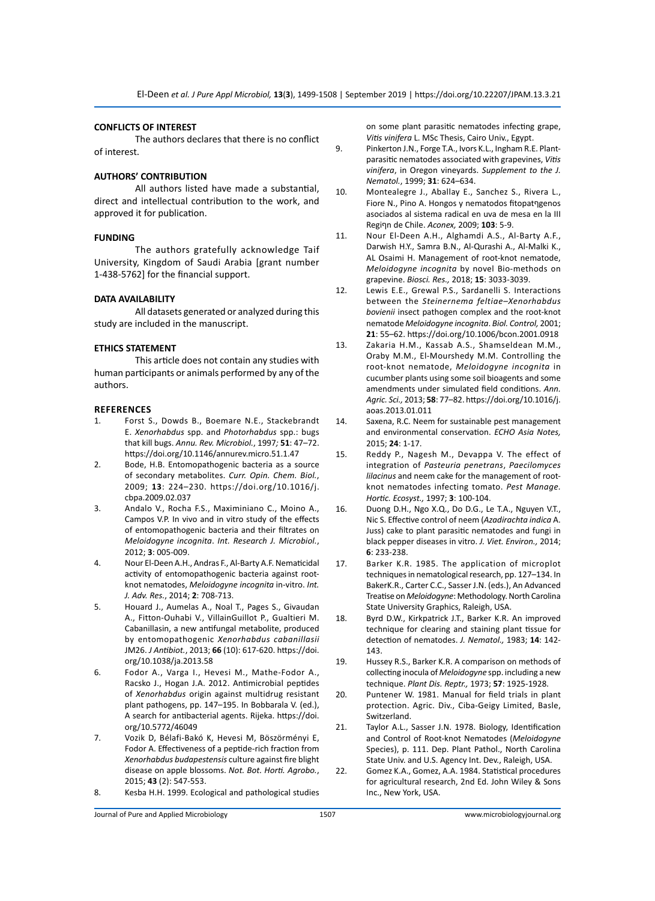## CONFLICTS OF INTEREST

The authors declares that there is no conflict of interest.

## AUTHORS' CONTRIBUTION

All authors listed have made a substantial, direct and intellectual contribution to the work, and approved it for publication.

## FUNDING

The authors gratefully acknowledge Taif University, Kingdom of Saudi Arabia [grant number 1-438-5762] for the financial support.

## DATA AVAILABILITY

All datasets generated or analyzed during this study are included in the manuscript.

## ETHICS STATEMENT

This article does not contain any studies with human participants or animals performed by any of the authors.

## REFERENCES

1. Forst S., Dowds B., Boemare N.E., Stackebrandt E. *Xenorhabdus* spp. and *Photorhabdus* spp.: bugs that kill bugs. *Annu. Rev. Microbiol.*, 1997; **51**: 47–72. https://doi.org/10.1146/annurev.micro.51.1.47
2. Bode, H.B. Entomopathogenic bacteria as a source of secondary metabolites. *Curr. Opin. Chem. Biol.*, 2009; **13**: 224–230. https://doi.org/10.1016/j.cbpa.2009.02.037
3. Andalo V., Rocha F.S., Maximiniano C., Moino A., Campos V.P. In vivo and in vitro study of the effects of entomopathogenic bacteria and their filtrates on *Meloidogyne incognita*. *Int. Research J. Microbiol.*, 2012; **3**: 005-009.
4. Nour El-Deen A.H., Andras F., Al-Barty A.F. Nematicidal activity of entomopathogenic bacteria against root-knot nematodes, *Meloidogyne incognita* in-vitro. *Int. J. Adv. Res.*, 2014; **2**: 708-713.
5. Houard J., Aumelas A., Noal T., Pages S., Givaudan A., Fitton-Ouhabi V., VillainGuillot P., Gualtieri M. Cabanillasin, a new antifungal metabolite, produced by entomopathogenic *Xenorhabdus cabanillasii* JM26. *J Antibiot.*, 2013; **66** (10): 617-620. https://doi.org/10.1038/ja.2013.58
6. Fodor A., Varga I., Hevesi M., Mathe-Fodor A., Racsko J., Hogan J.A. 2012. Antimicrobial peptides of *Xenorhabdus* origin against multidrug resistant plant pathogens, pp. 147–195. In Bobbarala V. (ed.), A search for antibacterial agents. Rijeka. https://doi.org/10.5772/46049
7. Vozik D, Bélafi-Bakó K, Hevesi M, Böszörményi E, Fodor A. Effectiveness of a peptide-rich fraction from *Xenorhabdus budapestensis* culture against fire blight disease on apple blossoms. *Not. Bot. Horti. Agrobo.*, 2015; **43** (2): 547-553.
8. Kesba H.H. 1999. Ecological and pathological studies on some plant parasitic nematodes infecting grape, *Vitis vinifera* L. MSc Thesis, Cairo Univ., Egypt.
9. Pinkerton J.N., Forge T.A., Ivors K.L., Ingham R.E. Plant-parasitic nematodes associated with grapevines, *Vitis vinifera*, in Oregon vineyards. *Supplement to the J. Nematol.*, 1999; **31**: 624–634.
10. Montealegre J., Aballay E., Sanchez S., Rivera L., Fiore N., Pino A. Hongos y nematodos fitopatηgenos asociados al sistema radical en uva de mesa en la III Regiηn de Chile. *Aconex,* 2009; **103**: 5-9.
11. Nour El-Deen A.H., Alghamdi A.S., Al-Barty A.F., Darwish H.Y., Samra B.N., Al-Qurashi A., Al-Malki K., AL Osaimi H. Management of root-knot nematode, *Meloidogyne incognita* by novel Bio-methods on grapevine. *Biosci. Res.,* 2018; **15**: 3033-3039.
12. Lewis E.E., Grewal P.S., Sardanelli S. Interactions between the *Steinernema feltiae–Xenorhabdus bovienii* insect pathogen complex and the root-knot nematode *Meloidogyne incognita*. *Biol. Control,* 2001; **21**: 55–62. https://doi.org/10.1006/bcon.2001.0918
13. Zakaria H.M., Kassab A.S., Shamseldean M.M., Oraby M.M., El-Mourshedy M.M. Controlling the root-knot nematode, *Meloidogyne incognita* in cucumber plants using some soil bioagents and some amendments under simulated field conditions. *Ann. Agric. Sci.,* 2013; **58**: 77–82. https://doi.org/10.1016/j.aoas.2013.01.011
14. Saxena, R.C. Neem for sustainable pest management and environmental conservation. *ECHO Asia Notes,* 2015; **24**: 1-17.
15. Reddy P., Nagesh M., Devappa V. The effect of integration of *Pasteuria penetrans*, *Paecilomyces lilacinus* and neem cake for the management of root-knot nematodes infecting tomato. *Pest Manage. Hortic. Ecosyst.,* 1997; **3**: 100-104.
16. Duong D.H., Ngo X.Q., Do D.G., Le T.A., Nguyen V.T., Nic S. Effective control of neem (*Azadirachta indica* A. Juss) cake to plant parasitic nematodes and fungi in black pepper diseases in vitro. *J. Viet. Environ.,* 2014; **6**: 233-238.
17. Barker K.R. 1985. The application of microplot techniques in nematological research, pp. 127–134. In BakerK.R., Carter C.C., Sasser J.N. (eds.), An Advanced Treatise on *Meloidogyne*: Methodology. North Carolina State University Graphics, Raleigh, USA.
18. Byrd D.W., Kirkpatrick J.T., Barker K.R. An improved technique for clearing and staining plant tissue for detection of nematodes. *J. Nematol.,* 1983; **14**: 142-143.
19. Hussey R.S., Barker K.R. A comparison on methods of collecting inocula of *Meloidogyne* spp. including a new technique. *Plant Dis. Reptr.,* 1973; **57**: 1925-1928.
20. Puntener W. 1981. Manual for field trials in plant protection. Agric. Div., Ciba-Geigy Limited, Basle, Switzerland.
21. Taylor A.L., Sasser J.N. 1978. Biology, Identification and Control of Root-knot Nematodes (*Meloidogyne* Species), p. 111. Dep. Plant Pathol., North Carolina State Univ. and U.S. Agency Int. Dev., Raleigh, USA.
22. Gomez K.A., Gomez, A.A. 1984. Statistical procedures for agricultural research, 2nd Ed. John Wiley & Sons Inc., New York, USA.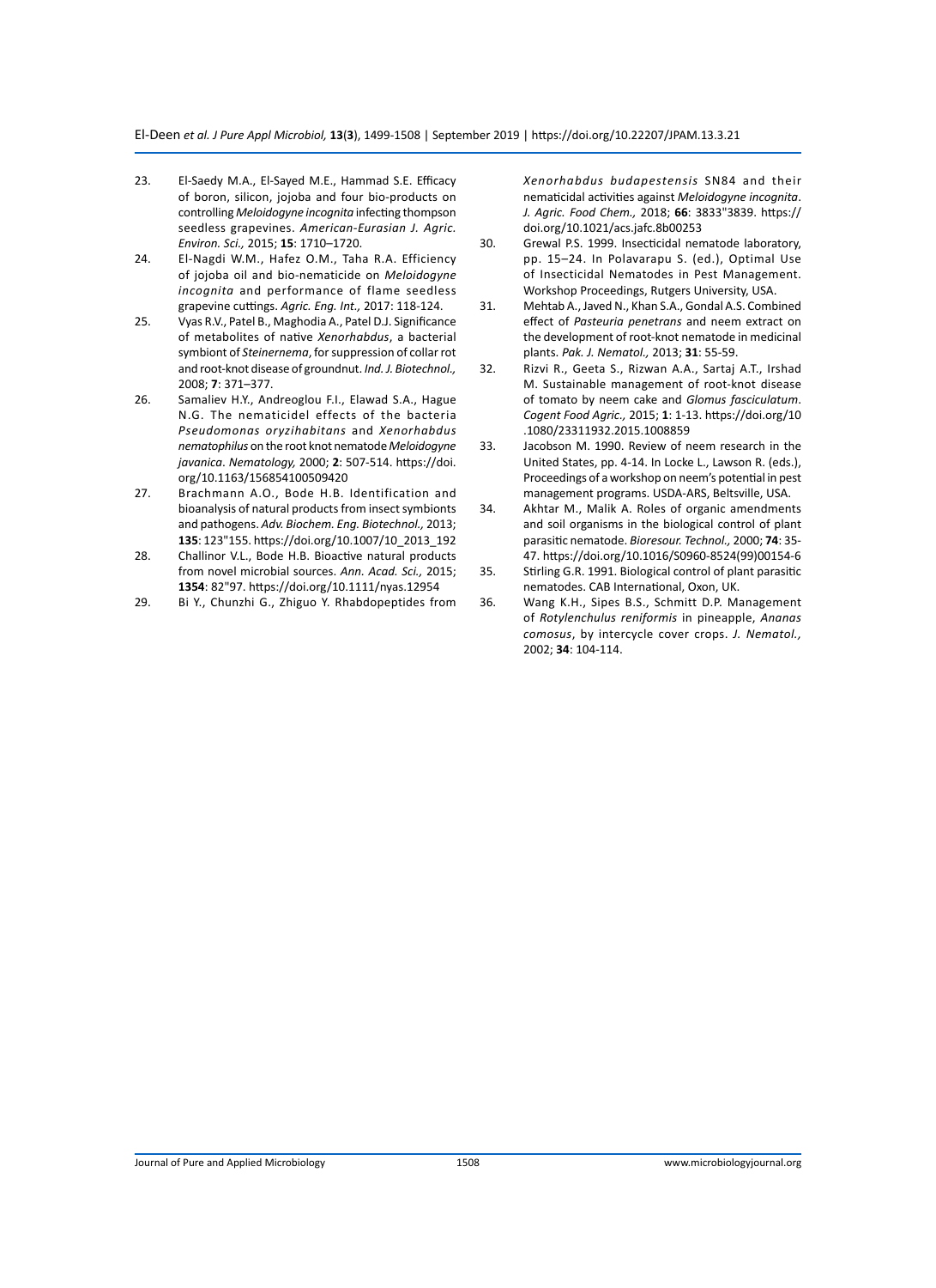23. El-Saedy M.A., El-Sayed M.E., Hammad S.E. Efficacy of boron, silicon, jojoba and four bio-products on controlling *Meloidogyne incognita* infecting thompson seedless grapevines. *American-Eurasian J. Agric. Environ. Sci.,* 2015; **15**: 1710–1720.
24. El-Nagdi W.M., Hafez O.M., Taha R.A. Efficiency of jojoba oil and bio-nematicide on *Meloidogyne incognita* and performance of flame seedless grapevine cuttings. *Agric. Eng. Int.,* 2017: 118-124.
25. Vyas R.V., Patel B., Maghodia A., Patel D.J. Significance of metabolites of native *Xenorhabdus*, a bacterial symbiont of *Steinernema*, for suppression of collar rot and root-knot disease of groundnut. *Ind. J. Biotechnol.,* 2008; **7**: 371–377.
26. Samaliev H.Y., Andreoglou F.I., Elawad S.A., Hague N.G. The nematicidel effects of the bacteria *Pseudomonas oryzihabitans* and *Xenorhabdus nematophilus* on the root knot nematode *Meloidogyne javanica*. *Nematology,* 2000; **2**: 507-514. https://doi.org/10.1163/156854100509420
27. Brachmann A.O., Bode H.B. Identification and bioanalysis of natural products from insect symbionts and pathogens. *Adv. Biochem. Eng. Biotechnol.,* 2013; **135**: 123"155. https://doi.org/10.1007/10_2013_192
28. Challinor V.L., Bode H.B. Bioactive natural products from novel microbial sources. *Ann. Acad. Sci.,* 2015; **1354**: 82"97. https://doi.org/10.1111/nyas.12954
29. Bi Y., Chunzhi G., Zhiguo Y. Rhabdopeptides from *Xenorhabdus budapestensis* SN84 and their nematicidal activities against *Meloidogyne incognita*. *J. Agric. Food Chem.,* 2018; **66**: 3833"3839. https://doi.org/10.1021/acs.jafc.8b00253
30. Grewal P.S. 1999. Insecticidal nematode laboratory, pp. 15–24. In Polavarapu S. (ed.), Optimal Use of Insecticidal Nematodes in Pest Management. Workshop Proceedings, Rutgers University, USA.
31. Mehtab A., Javed N., Khan S.A., Gondal A.S. Combined effect of *Pasteuria penetrans* and neem extract on the development of root-knot nematode in medicinal plants. *Pak. J. Nematol.,* 2013; **31**: 55-59.
32. Rizvi R., Geeta S., Rizwan A.A., Sartaj A.T., Irshad M. Sustainable management of root-knot disease of tomato by neem cake and *Glomus fasciculatum*. *Cogent Food Agric.,* 2015; **1**: 1-13. https://doi.org/10.1080/23311932.2015.1008859
33. Jacobson M. 1990. Review of neem research in the United States, pp. 4-14. In Locke L., Lawson R. (eds.), Proceedings of a workshop on neem's potential in pest management programs. USDA-ARS, Beltsville, USA.
34. Akhtar M., Malik A. Roles of organic amendments and soil organisms in the biological control of plant parasitic nematode. *Bioresour. Technol.,* 2000; **74**: 35-47. https://doi.org/10.1016/S0960-8524(99)00154-6
35. Stirling G.R. 1991. Biological control of plant parasitic nematodes. CAB International, Oxon, UK.
36. Wang K.H., Sipes B.S., Schmitt D.P. Management of *Rotylenchulus reniformis* in pineapple, *Ananas comosus*, by intercycle cover crops. *J. Nematol.,* 2002; **34**: 104-114.